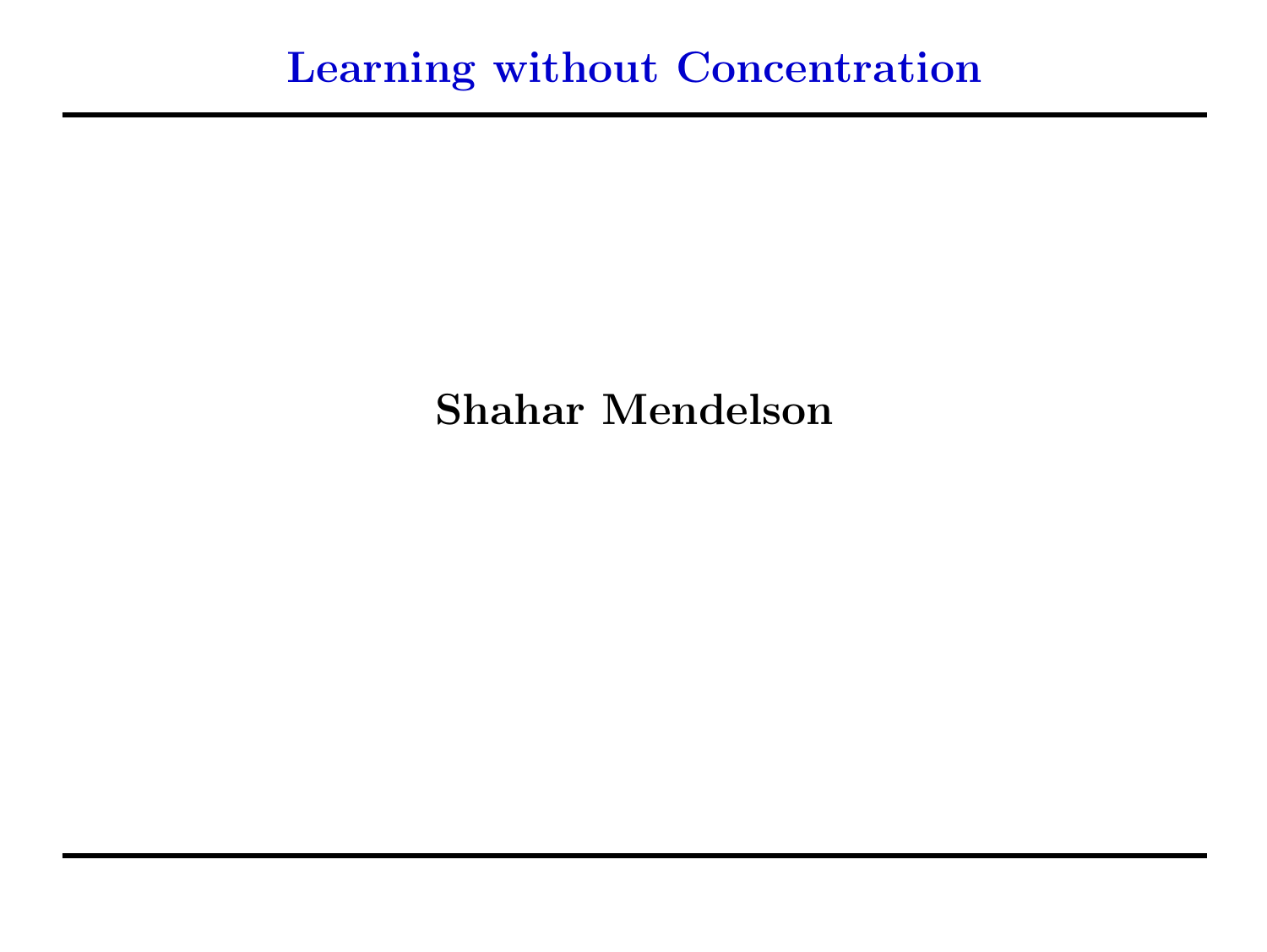# Learning without Concentration

**Shahar Mendelson**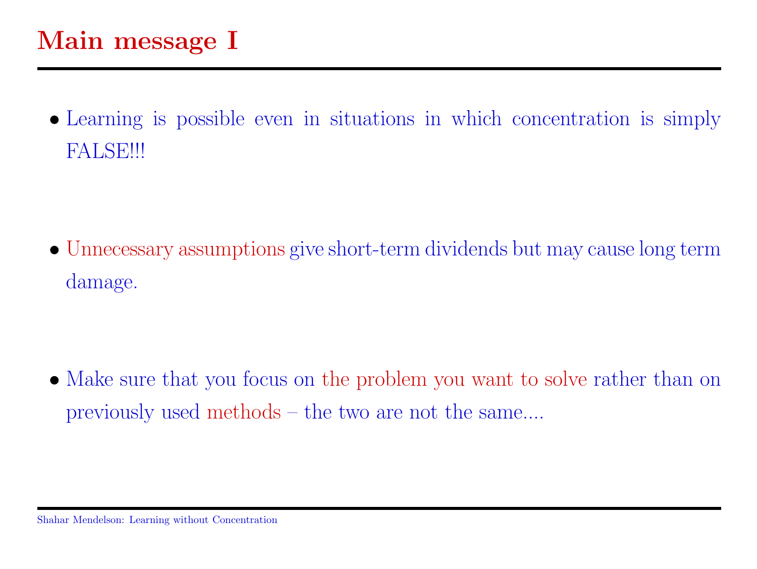# Main message I

- Learning is possible even in situations in which concentration is simply FALSE!!!

- Unnecessary assumptions give short-term dividends but may cause long term damage.

- Make sure that you focus on the problem you want to solve rather than on previously used methods – the two are not the same....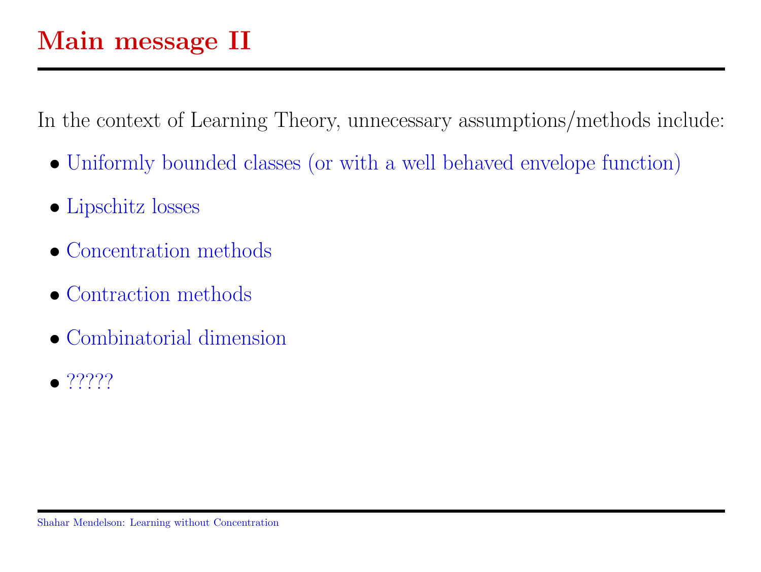# Main message II

In the context of Learning Theory, unnecessary assumptions/methods include:

- Uniformly bounded classes (or with a well behaved envelope function)
- Lipschitz losses
- Concentration methods
- Contraction methods
- Combinatorial dimension
- ?????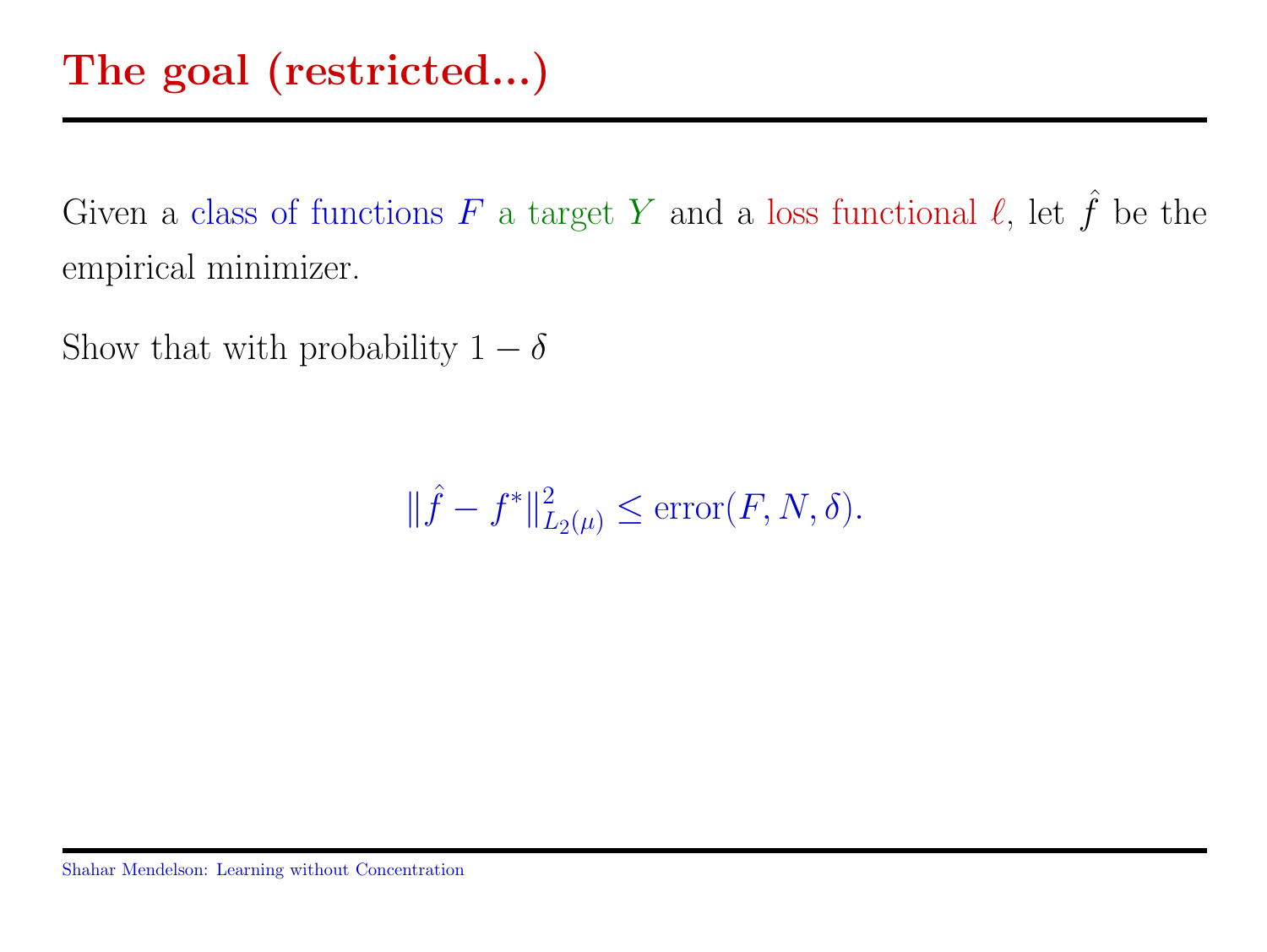# The goal (restricted...)

Given a class of functions $F$ a target $Y$ and a loss functional $\ell$, let $\hat{f}$ be the empirical minimizer.

Show that with probability $1 - \delta$

$$\|\hat{f} - f^*\|_{L_2(\mu)}^2 \leq \text{error}(F, N, \delta).$$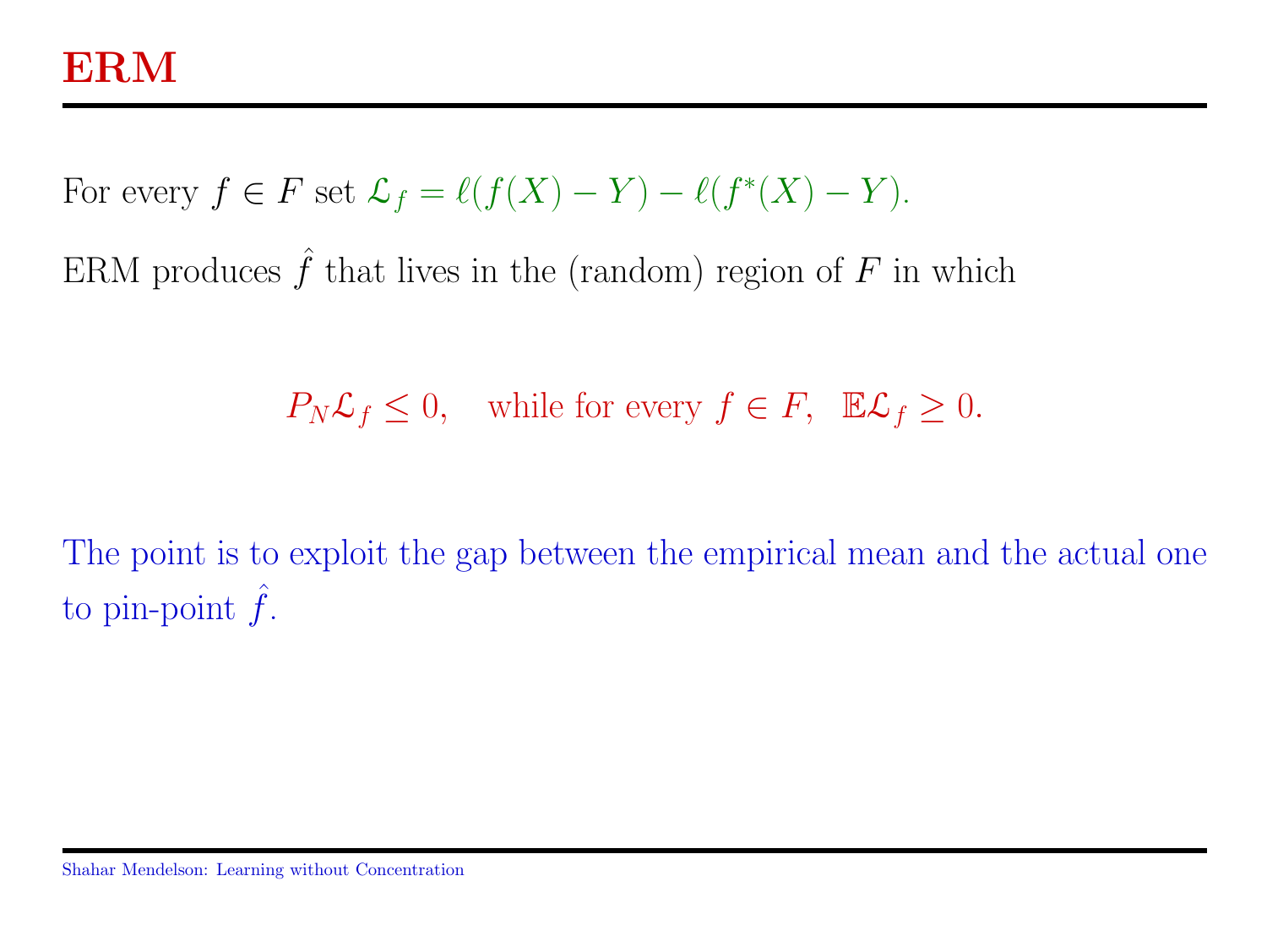# ERM

For every $f \in F$ set $\mathcal{L}_f = \ell(f(X) - Y) - \ell(f^*(X) - Y)$.

ERM produces $\hat{f}$ that lives in the (random) region of $F$ in which

$$P_N \mathcal{L}_f \leq 0, \quad \text{while for every } f \in F, \ \ \mathbb{E}\mathcal{L}_f \geq 0.$$

The point is to exploit the gap between the empirical mean and the actual one to pin-point $\hat{f}$.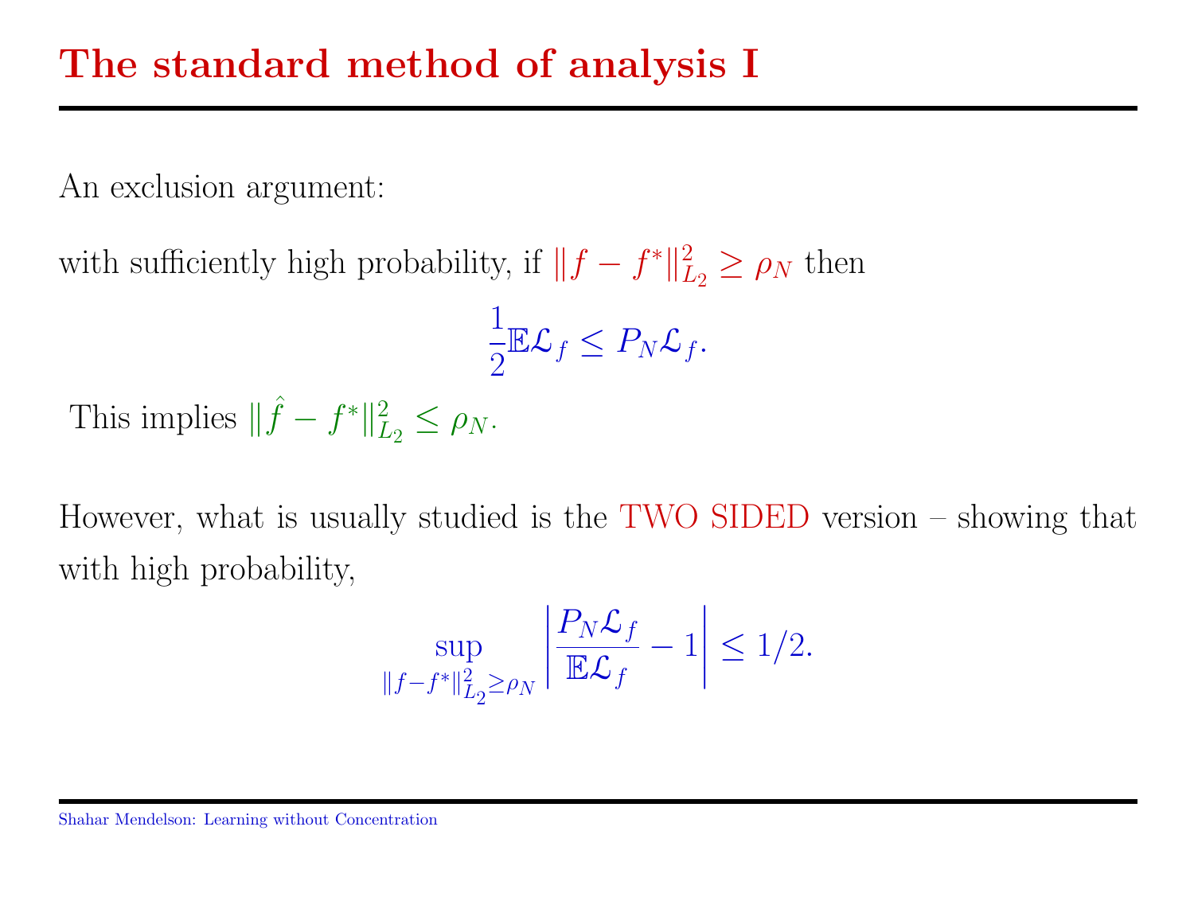# The standard method of analysis I

An exclusion argument:

with sufficiently high probability, if $\|f - f^*\|_{L_2}^2 \geq \rho_N$ then

$$\frac{1}{2}\mathbb{E}\mathcal{L}_f \leq P_N \mathcal{L}_f.$$

This implies $\|\hat{f} - f^*\|_{L_2}^2 \leq \rho_N$.

However, what is usually studied is the TWO SIDED version – showing that with high probability,

$$\sup_{\|f - f^*\|_{L_2}^2 \geq \rho_N} \left| \frac{P_N \mathcal{L}_f}{\mathbb{E}\mathcal{L}_f} - 1 \right| \leq 1/2.$$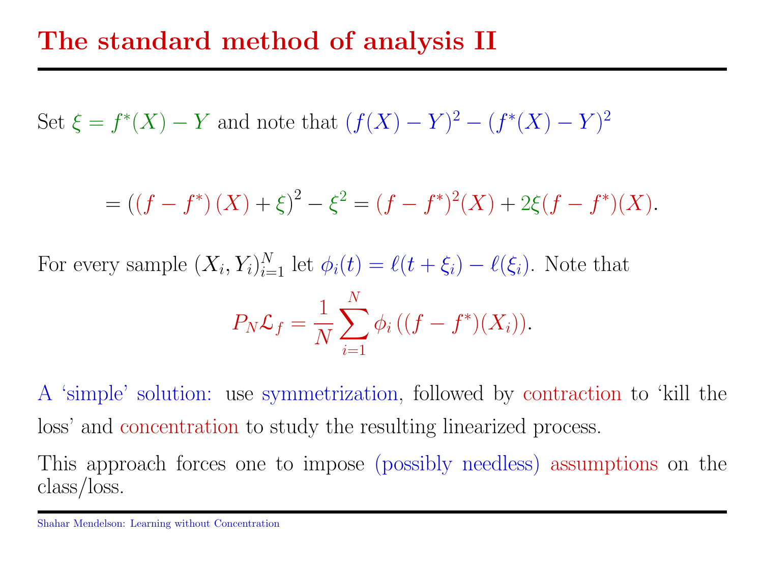# The standard method of analysis II

Set $\xi = f^*(X) - Y$ and note that $(f(X) - Y)^2 - (f^*(X) - Y)^2$

$$= \left(\left(f - f^*\right)(X) + \xi\right)^2 - \xi^2 = (f - f^*)^2(X) + 2\xi(f - f^*)(X).$$

For every sample $(X_i, Y_i)_{i=1}^N$ let $\phi_i(t) = \ell(t + \xi_i) - \ell(\xi_i)$. Note that

$$P_N \mathcal{L}_f = \frac{1}{N} \sum_{i=1}^N \phi_i \left((f - f^*)(X_i)\right).$$

A ‘simple’ solution: use symmetrization, followed by contraction to ‘kill the loss’ and concentration to study the resulting linearized process.

This approach forces one to impose (possibly needless) assumptions on the class/loss.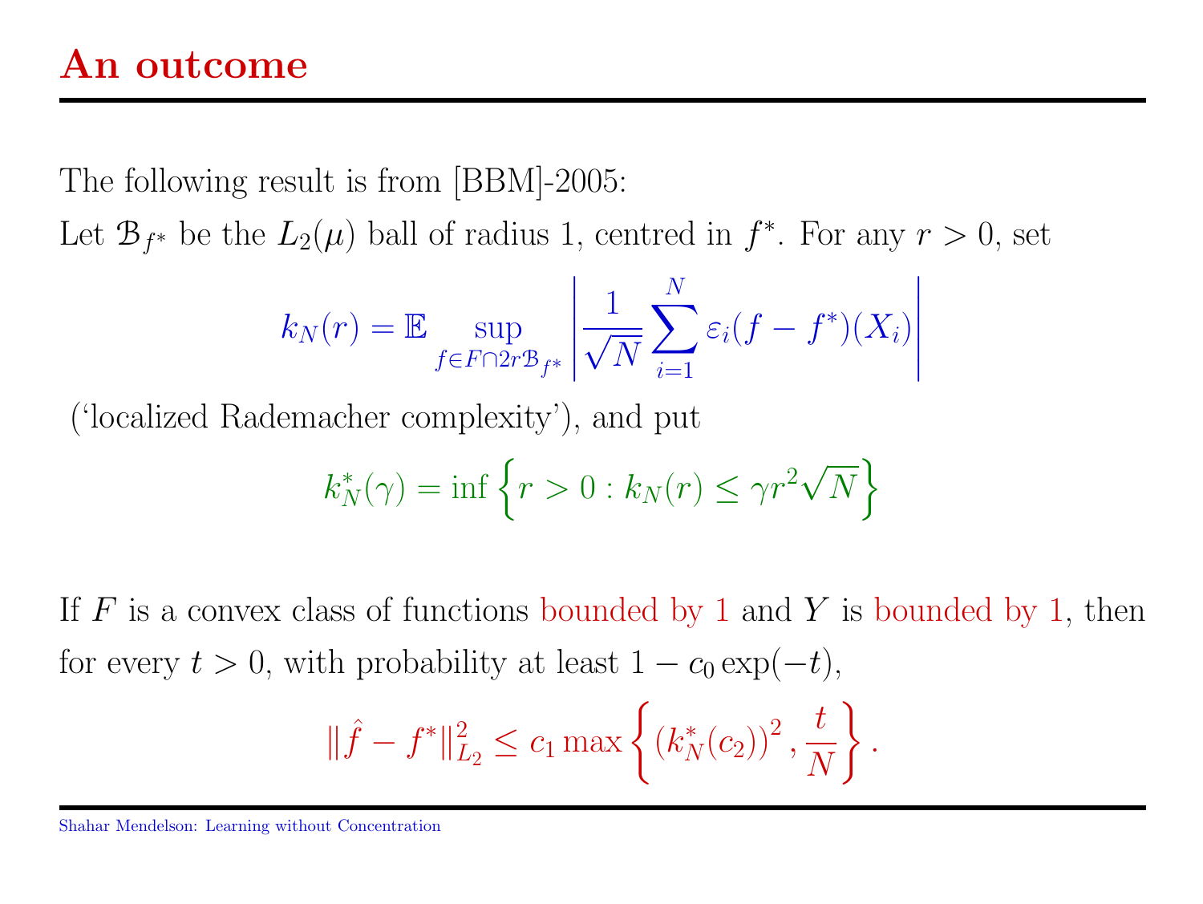# An outcome

The following result is from [BBM]-2005:

Let $\mathcal{B}_{f^*}$ be the $L_2(\mu)$ ball of radius 1, centred in $f^*$. For any $r > 0$, set

$$k_N(r) = \mathbb{E} \sup_{f \in F \cap 2r\mathcal{B}_{f^*}} \left| \frac{1}{\sqrt{N}} \sum_{i=1}^{N} \varepsilon_i (f - f^*)(X_i) \right|$$

('localized Rademacher complexity'), and put

$$k_N^*(\gamma) = \inf \left\{ r > 0 : k_N(r) \leq \gamma r^2 \sqrt{N} \right\}$$

If $F$ is a convex class of functions bounded by 1 and $Y$ is bounded by 1, then for every $t > 0$, with probability at least $1 - c_0 \exp(-t)$,

$$\|\hat{f} - f^*\|_{L_2}^2 \leq c_1 \max \left\{ \left(k_N^*(c_2)\right)^2, \frac{t}{N} \right\}.$$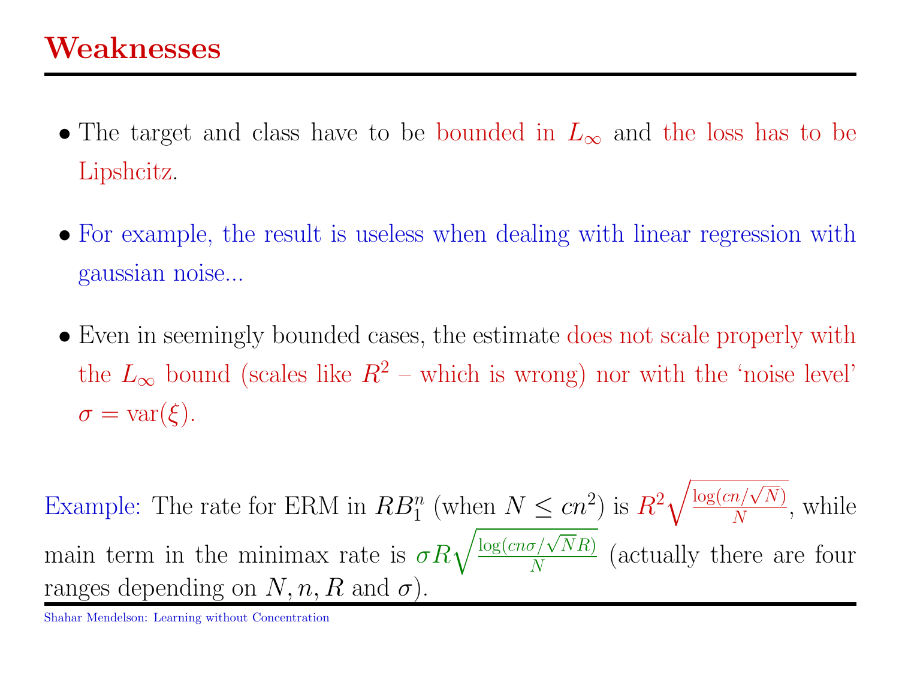# Weaknesses

- The target and class have to be bounded in $L_\infty$ and the loss has to be Lipshcitz.

- For example, the result is useless when dealing with linear regression with gaussian noise...

- Even in seemingly bounded cases, the estimate does not scale properly with the $L_\infty$ bound (scales like $R^2$ – which is wrong) nor with the 'noise level' $\sigma = \mathrm{var}(\xi)$.

Example: The rate for ERM in $RB_1^n$ (when $N \leq cn^2$) is $R^2\sqrt{\frac{\log(cn/\sqrt{N})}{N}}$, while main term in the minimax rate is $\sigma R\sqrt{\frac{\log(cn\sigma/\sqrt{N}R)}{N}}$ (actually there are four ranges depending on $N, n, R$ and $\sigma$).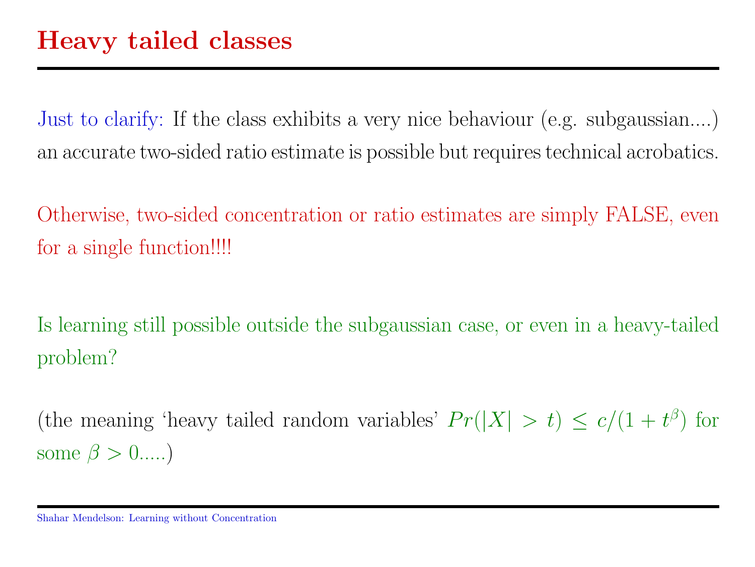# Heavy tailed classes

Just to clarify: If the class exhibits a very nice behaviour (e.g. subgaussian....) an accurate two-sided ratio estimate is possible but requires technical acrobatics.

Otherwise, two-sided concentration or ratio estimates are simply FALSE, even for a single function!!!!

Is learning still possible outside the subgaussian case, or even in a heavy-tailed problem?

(the meaning 'heavy tailed random variables' $Pr(|X| > t) \leq c/(1 + t^{\beta})$ for some $\beta > 0$.....)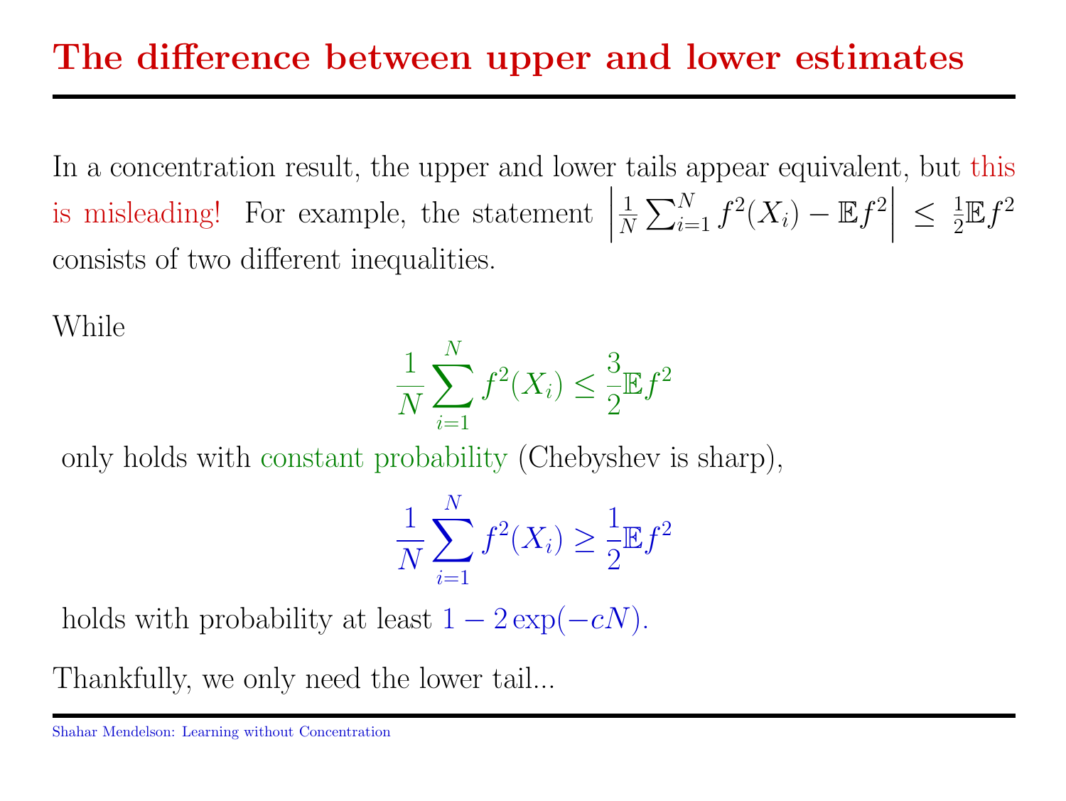# The difference between upper and lower estimates

In a concentration result, the upper and lower tails appear equivalent, but this is misleading! For example, the statement $\left|\frac{1}{N}\sum_{i=1}^{N} f^2(X_i) - \mathbb{E}f^2\right| \leq \frac{1}{2}\mathbb{E}f^2$ consists of two different inequalities.

While

$$\frac{1}{N}\sum_{i=1}^{N} f^2(X_i) \leq \frac{3}{2}\mathbb{E}f^2$$

only holds with constant probability (Chebyshev is sharp),

$$\frac{1}{N}\sum_{i=1}^{N} f^2(X_i) \geq \frac{1}{2}\mathbb{E}f^2$$

holds with probability at least $1 - 2\exp(-cN)$.

Thankfully, we only need the lower tail...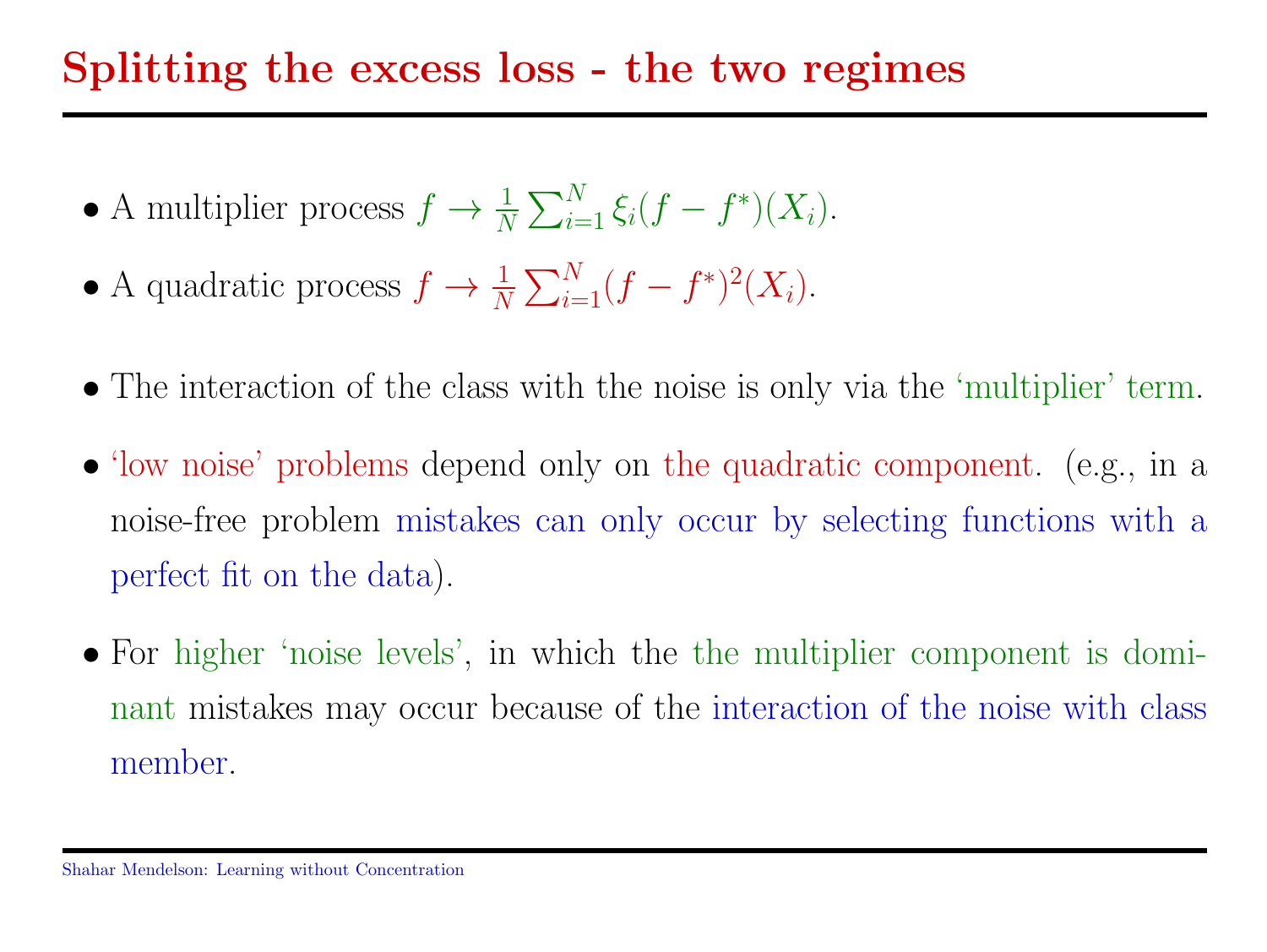# Splitting the excess loss - the two regimes

- A multiplier process $f \to \frac{1}{N}\sum_{i=1}^{N} \xi_i (f - f^*)(X_i)$.
- A quadratic process $f \to \frac{1}{N}\sum_{i=1}^{N} (f - f^*)^2(X_i)$.

- The interaction of the class with the noise is only via the 'multiplier' term.
- 'low noise' problems depend only on the quadratic component. (e.g., in a noise-free problem mistakes can only occur by selecting functions with a perfect fit on the data).
- For higher 'noise levels', in which the the multiplier component is dominant mistakes may occur because of the interaction of the noise with class member.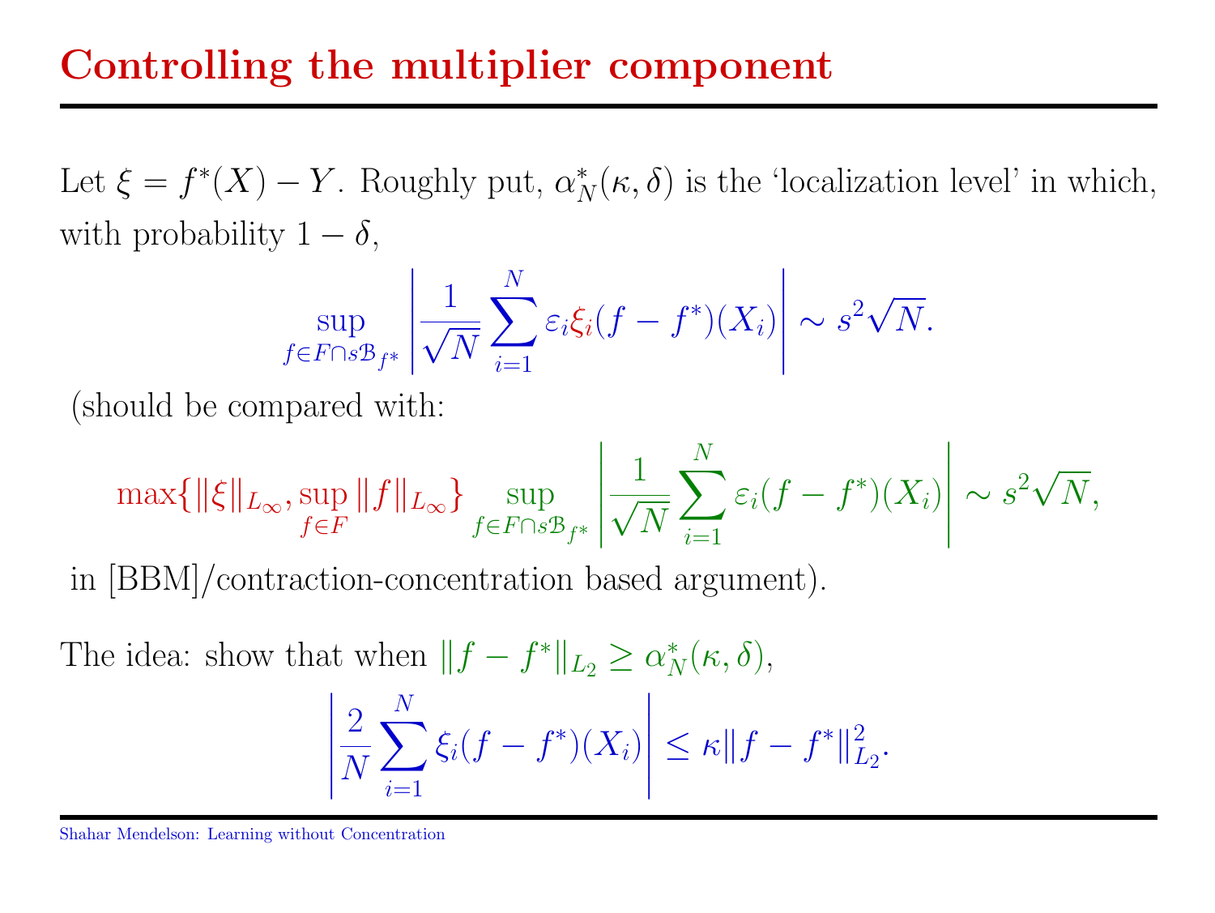# Controlling the multiplier component

Let $\xi = f^*(X) - Y$. Roughly put, $\alpha_N^*(\kappa, \delta)$ is the 'localization level' in which, with probability $1 - \delta$,

$$\sup_{f \in F \cap s\mathcal{B}_{f^*}} \left| \frac{1}{\sqrt{N}} \sum_{i=1}^{N} \varepsilon_i \xi_i (f - f^*)(X_i) \right| \sim s^2 \sqrt{N}.$$

(should be compared with:

$$\max\{\|\xi\|_{L_\infty}, \sup_{f \in F} \|f\|_{L_\infty}\} \sup_{f \in F \cap s\mathcal{B}_{f^*}} \left| \frac{1}{\sqrt{N}} \sum_{i=1}^{N} \varepsilon_i (f - f^*)(X_i) \right| \sim s^2 \sqrt{N},$$

in [BBM]/contraction-concentration based argument).

The idea: show that when $\|f - f^*\|_{L_2} \geq \alpha_N^*(\kappa, \delta)$,

$$\left| \frac{2}{N} \sum_{i=1}^{N} \xi_i (f - f^*)(X_i) \right| \leq \kappa \|f - f^*\|_{L_2}^2.$$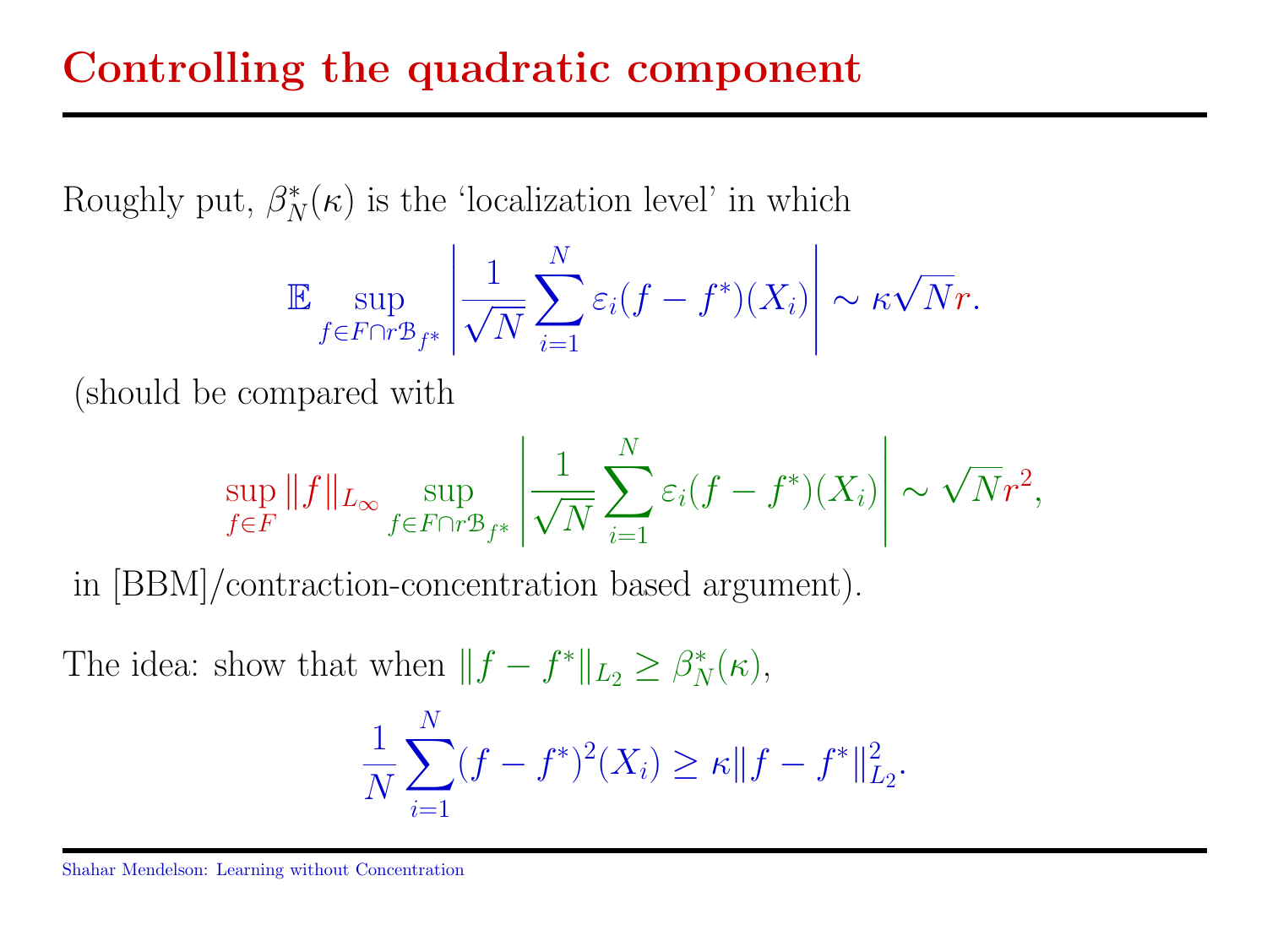# Controlling the quadratic component

Roughly put, $\beta_N^*(\kappa)$ is the 'localization level' in which

$$\mathbb{E} \sup_{f \in F \cap r\mathcal{B}_{f^*}} \left| \frac{1}{\sqrt{N}} \sum_{i=1}^{N} \varepsilon_i (f - f^*)(X_i) \right| \sim \kappa \sqrt{N} r.$$

(should be compared with

$$\sup_{f \in F} \|f\|_{L_\infty} \sup_{f \in F \cap r\mathcal{B}_{f^*}} \left| \frac{1}{\sqrt{N}} \sum_{i=1}^{N} \varepsilon_i (f - f^*)(X_i) \right| \sim \sqrt{N} r^2,$$

in [BBM]/contraction-concentration based argument).

The idea: show that when $\|f - f^*\|_{L_2} \geq \beta_N^*(\kappa)$,

$$\frac{1}{N} \sum_{i=1}^{N} (f - f^*)^2 (X_i) \geq \kappa \|f - f^*\|_{L_2}^2.$$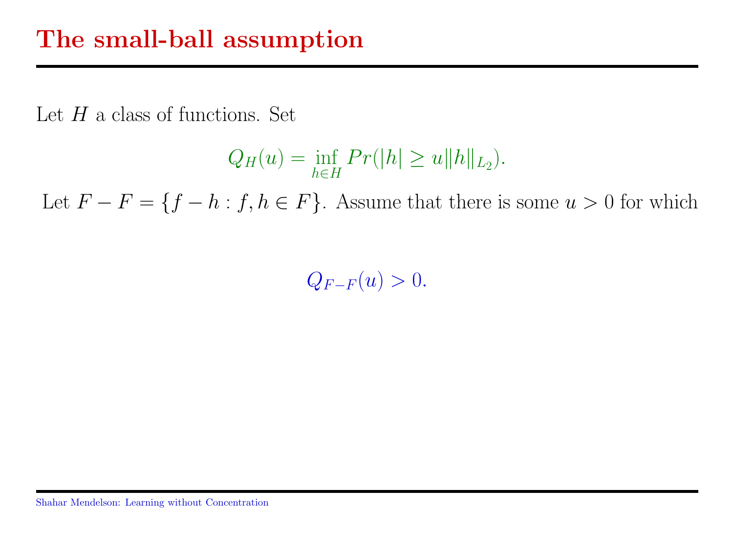# The small-ball assumption

Let $H$ a class of functions. Set

$$Q_H(u) = \inf_{h \in H} Pr(|h| \geq u\|h\|_{L_2}).$$

Let $F - F = \{f - h : f, h \in F\}$. Assume that there is some $u > 0$ for which

$$Q_{F-F}(u) > 0.$$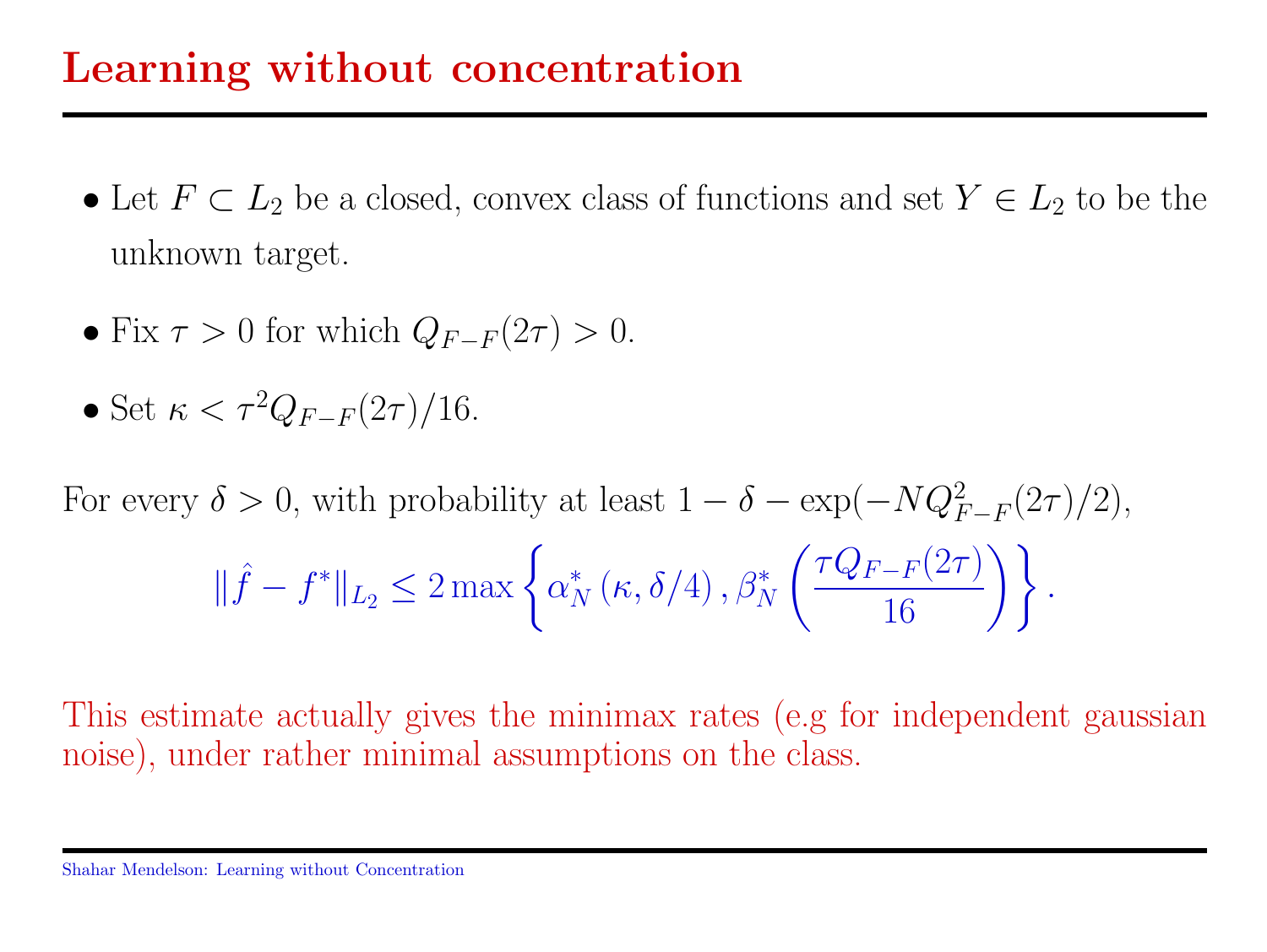# Learning without concentration

- Let $F \subset L_2$ be a closed, convex class of functions and set $Y \in L_2$ to be the unknown target.
- Fix $\tau > 0$ for which $Q_{F-F}(2\tau) > 0$.
- Set $\kappa < \tau^2 Q_{F-F}(2\tau)/16$.

For every $\delta > 0$, with probability at least $1 - \delta - \exp(-NQ^2_{F-F}(2\tau)/2)$,

$$\|\hat{f} - f^*\|_{L_2} \leq 2 \max \left\{ \alpha_N^* \left(\kappa, \delta/4\right), \beta_N^* \left( \frac{\tau Q_{F-F}(2\tau)}{16} \right) \right\}.$$

This estimate actually gives the minimax rates (e.g for independent gaussian noise), under rather minimal assumptions on the class.